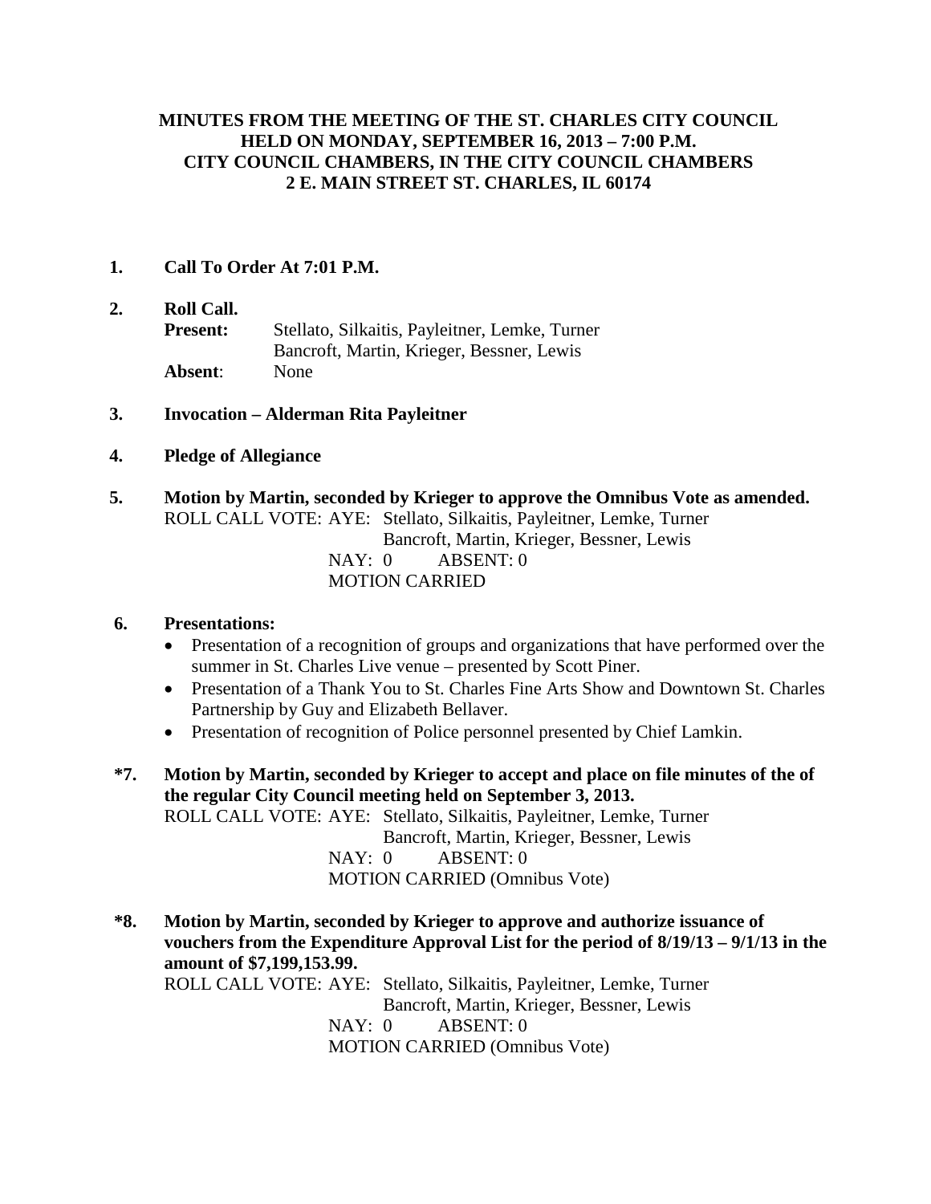**MINUTES FROM THE MEETING OF THE ST. CHARLES CITY COUNCIL HELD ON MONDAY, SEPTEMBER 16, 2013 – 7:00 P.M. CITY COUNCIL CHAMBERS, IN THE CITY COUNCIL CHAMBERS 2 E. MAIN STREET ST. CHARLES, IL 60174**

**1. Call To Order At 7:01 P.M.**

**2. Roll Call.**

**Present:** Stellato, Silkaitis, Payleitner, Lemke, Turner
Bancroft, Martin, Krieger, Bessner, Lewis

**Absent**: None

**3. Invocation – Alderman Rita Payleitner**

**4. Pledge of Allegiance**

**5. Motion by Martin, seconded by Krieger to approve the Omnibus Vote as amended.**

ROLL CALL VOTE: AYE: Stellato, Silkaitis, Payleitner, Lemke, Turner
Bancroft, Martin, Krieger, Bessner, Lewis
NAY: 0 ABSENT: 0
MOTION CARRIED

**6. Presentations:**

- Presentation of a recognition of groups and organizations that have performed over the summer in St. Charles Live venue – presented by Scott Piner.
- Presentation of a Thank You to St. Charles Fine Arts Show and Downtown St. Charles Partnership by Guy and Elizabeth Bellaver.
- Presentation of recognition of Police personnel presented by Chief Lamkin.

**\*7. Motion by Martin, seconded by Krieger to accept and place on file minutes of the of the regular City Council meeting held on September 3, 2013.**

ROLL CALL VOTE: AYE: Stellato, Silkaitis, Payleitner, Lemke, Turner
Bancroft, Martin, Krieger, Bessner, Lewis
NAY: 0 ABSENT: 0
MOTION CARRIED (Omnibus Vote)

**\*8. Motion by Martin, seconded by Krieger to approve and authorize issuance of vouchers from the Expenditure Approval List for the period of 8/19/13 – 9/1/13 in the amount of $7,199,153.99.**

ROLL CALL VOTE: AYE: Stellato, Silkaitis, Payleitner, Lemke, Turner
Bancroft, Martin, Krieger, Bessner, Lewis
NAY: 0 ABSENT: 0
MOTION CARRIED (Omnibus Vote)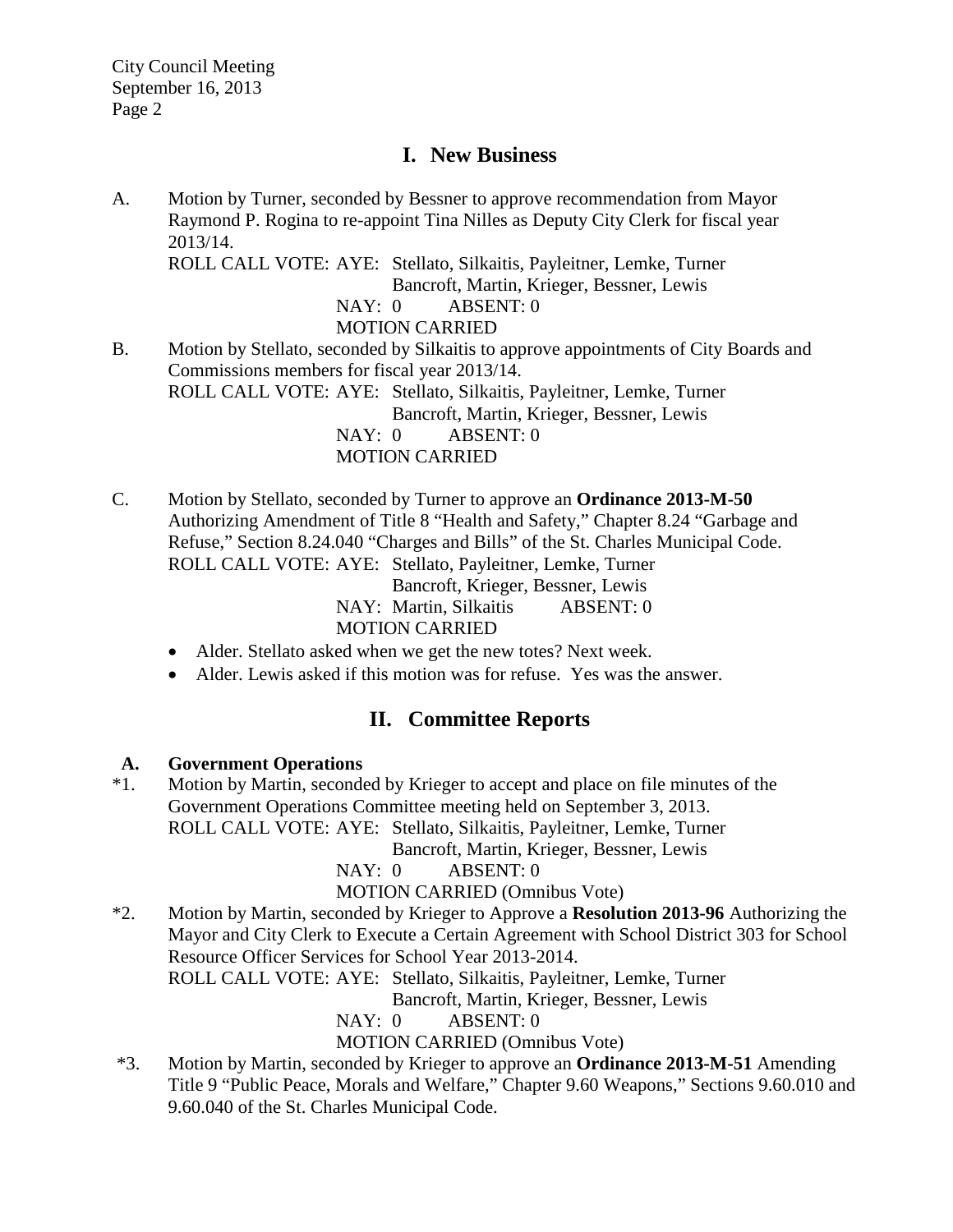# I. New Business

A. Motion by Turner, seconded by Bessner to approve recommendation from Mayor Raymond P. Rogina to re-appoint Tina Nilles as Deputy City Clerk for fiscal year 2013/14.
ROLL CALL VOTE: AYE: Stellato, Silkaitis, Payleitner, Lemke, Turner
Bancroft, Martin, Krieger, Bessner, Lewis
NAY: 0 ABSENT: 0
MOTION CARRIED

B. Motion by Stellato, seconded by Silkaitis to approve appointments of City Boards and Commissions members for fiscal year 2013/14.
ROLL CALL VOTE: AYE: Stellato, Silkaitis, Payleitner, Lemke, Turner
Bancroft, Martin, Krieger, Bessner, Lewis
NAY: 0 ABSENT: 0
MOTION CARRIED

C. Motion by Stellato, seconded by Turner to approve an **Ordinance 2013-M-50** Authorizing Amendment of Title 8 "Health and Safety," Chapter 8.24 "Garbage and Refuse," Section 8.24.040 "Charges and Bills" of the St. Charles Municipal Code.
ROLL CALL VOTE: AYE: Stellato, Payleitner, Lemke, Turner
Bancroft, Krieger, Bessner, Lewis
NAY: Martin, Silkaitis ABSENT: 0
MOTION CARRIED

- Alder. Stellato asked when we get the new totes? Next week.
- Alder. Lewis asked if this motion was for refuse. Yes was the answer.

# II. Committee Reports

**A. Government Operations**

*1. Motion by Martin, seconded by Krieger to accept and place on file minutes of the Government Operations Committee meeting held on September 3, 2013.
ROLL CALL VOTE: AYE: Stellato, Silkaitis, Payleitner, Lemke, Turner
Bancroft, Martin, Krieger, Bessner, Lewis
NAY: 0 ABSENT: 0
MOTION CARRIED (Omnibus Vote)

*2. Motion by Martin, seconded by Krieger to Approve a **Resolution 2013-96** Authorizing the Mayor and City Clerk to Execute a Certain Agreement with School District 303 for School Resource Officer Services for School Year 2013-2014.
ROLL CALL VOTE: AYE: Stellato, Silkaitis, Payleitner, Lemke, Turner
Bancroft, Martin, Krieger, Bessner, Lewis
NAY: 0 ABSENT: 0
MOTION CARRIED (Omnibus Vote)

*3. Motion by Martin, seconded by Krieger to approve an **Ordinance 2013-M-51** Amending Title 9 "Public Peace, Morals and Welfare," Chapter 9.60 Weapons," Sections 9.60.010 and 9.60.040 of the St. Charles Municipal Code.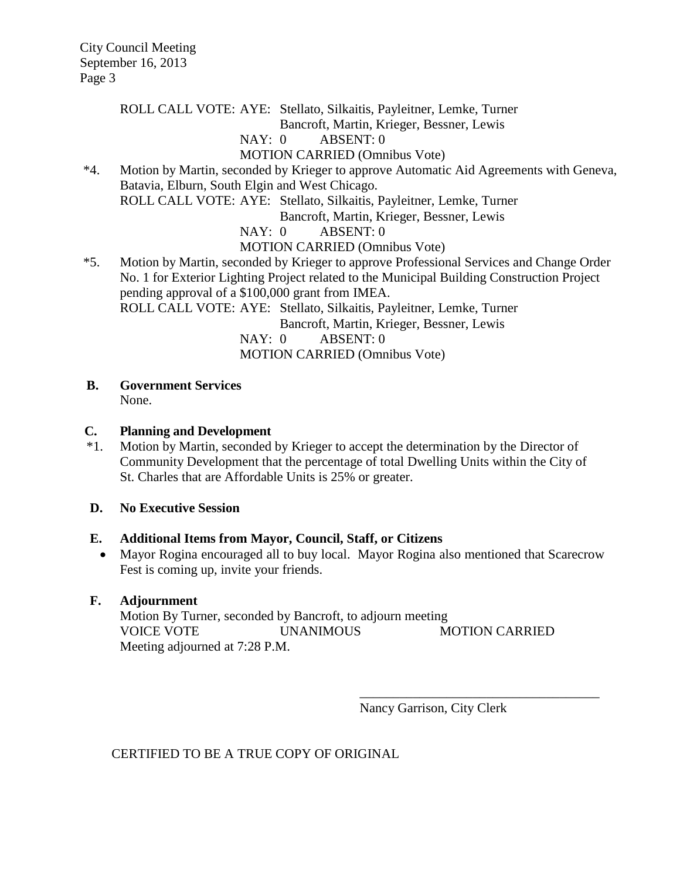ROLL CALL VOTE: AYE: Stellato, Silkaitis, Payleitner, Lemke, Turner
Bancroft, Martin, Krieger, Bessner, Lewis
NAY: 0 ABSENT: 0
MOTION CARRIED (Omnibus Vote)

*4. Motion by Martin, seconded by Krieger to approve Automatic Aid Agreements with Geneva, Batavia, Elburn, South Elgin and West Chicago.
ROLL CALL VOTE: AYE: Stellato, Silkaitis, Payleitner, Lemke, Turner
Bancroft, Martin, Krieger, Bessner, Lewis
NAY: 0 ABSENT: 0
MOTION CARRIED (Omnibus Vote)

*5. Motion by Martin, seconded by Krieger to approve Professional Services and Change Order No. 1 for Exterior Lighting Project related to the Municipal Building Construction Project pending approval of a $100,000 grant from IMEA.
ROLL CALL VOTE: AYE: Stellato, Silkaitis, Payleitner, Lemke, Turner
Bancroft, Martin, Krieger, Bessner, Lewis
NAY: 0 ABSENT: 0
MOTION CARRIED (Omnibus Vote)

**B. Government Services**
None.

**C. Planning and Development**

*1. Motion by Martin, seconded by Krieger to accept the determination by the Director of Community Development that the percentage of total Dwelling Units within the City of St. Charles that are Affordable Units is 25% or greater.

**D. No Executive Session**

**E. Additional Items from Mayor, Council, Staff, or Citizens**

- Mayor Rogina encouraged all to buy local. Mayor Rogina also mentioned that Scarecrow Fest is coming up, invite your friends.

**F. Adjournment**

Motion By Turner, seconded by Bancroft, to adjourn meeting
VOICE VOTE UNANIMOUS MOTION CARRIED
Meeting adjourned at 7:28 P.M.

_____________________________________
Nancy Garrison, City Clerk

CERTIFIED TO BE A TRUE COPY OF ORIGINAL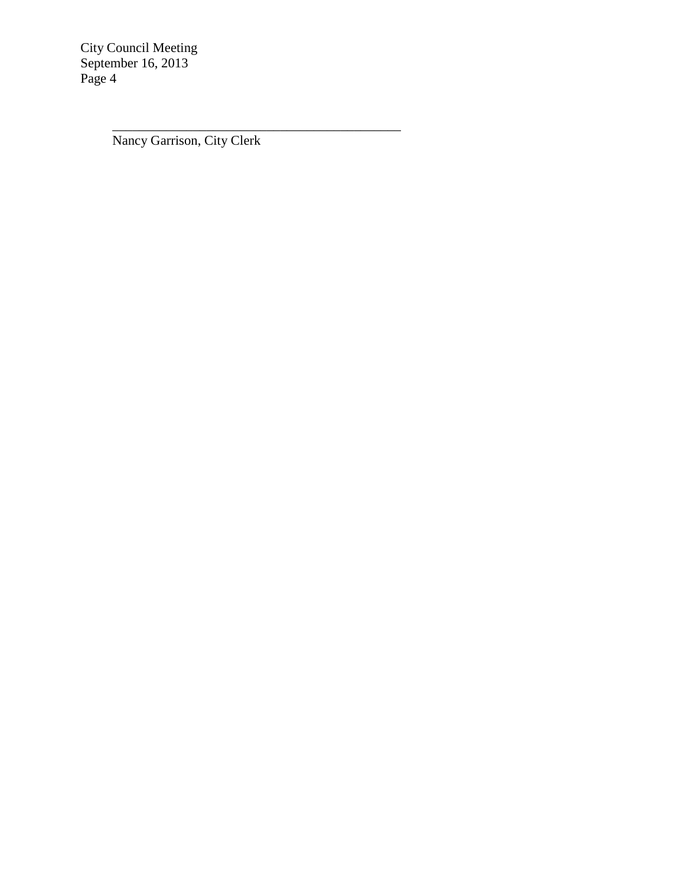\_\_\_\_\_\_\_\_\_\_\_\_\_\_\_\_\_\_\_\_\_\_\_\_\_\_\_\_\_\_\_\_\_\_\_\_\_\_\_\_\_\_\_\_

Nancy Garrison, City Clerk